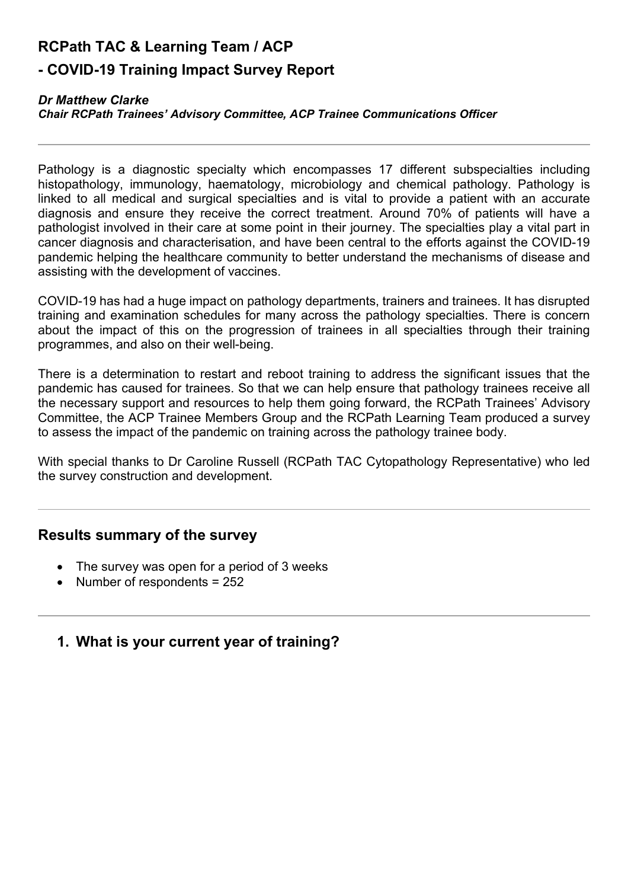# RCPath TAC & Learning Team / ACP

# - COVID-19 Training Impact Survey Report

***Dr Matthew Clarke***
***Chair RCPath Trainees' Advisory Committee, ACP Trainee Communications Officer***

---

Pathology is a diagnostic specialty which encompasses 17 different subspecialties including histopathology, immunology, haematology, microbiology and chemical pathology. Pathology is linked to all medical and surgical specialties and is vital to provide a patient with an accurate diagnosis and ensure they receive the correct treatment. Around 70% of patients will have a pathologist involved in their care at some point in their journey. The specialties play a vital part in cancer diagnosis and characterisation, and have been central to the efforts against the COVID-19 pandemic helping the healthcare community to better understand the mechanisms of disease and assisting with the development of vaccines.

COVID-19 has had a huge impact on pathology departments, trainers and trainees. It has disrupted training and examination schedules for many across the pathology specialties. There is concern about the impact of this on the progression of trainees in all specialties through their training programmes, and also on their well-being.

There is a determination to restart and reboot training to address the significant issues that the pandemic has caused for trainees. So that we can help ensure that pathology trainees receive all the necessary support and resources to help them going forward, the RCPath Trainees' Advisory Committee, the ACP Trainee Members Group and the RCPath Learning Team produced a survey to assess the impact of the pandemic on training across the pathology trainee body.

With special thanks to Dr Caroline Russell (RCPath TAC Cytopathology Representative) who led the survey construction and development.

---

## Results summary of the survey

- The survey was open for a period of 3 weeks
- Number of respondents = 252

---

## 1. What is your current year of training?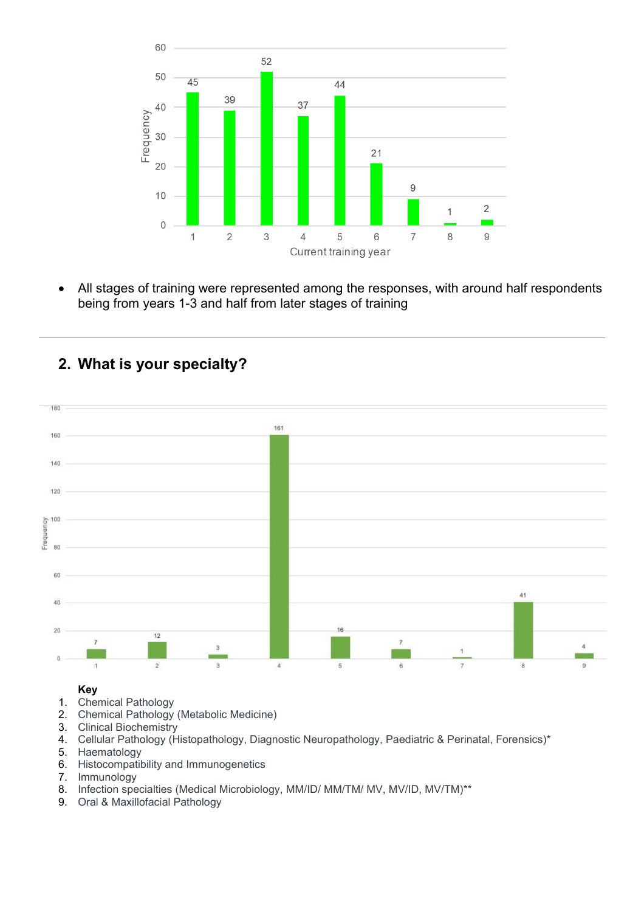- All stages of training were represented among the responses, with around half respondents being from years 1-3 and half from later stages of training

---

## 2. What is your specialty?

**Key**

1. Chemical Pathology
2. Chemical Pathology (Metabolic Medicine)
3. Clinical Biochemistry
4. Cellular Pathology (Histopathology, Diagnostic Neuropathology, Paediatric & Perinatal, Forensics)*
5. Haematology
6. Histocompatibility and Immunogenetics
7. Immunology
8. Infection specialties (Medical Microbiology, MM/ID/ MM/TM/ MV, MV/ID, MV/TM)**
9. Oral & Maxillofacial Pathology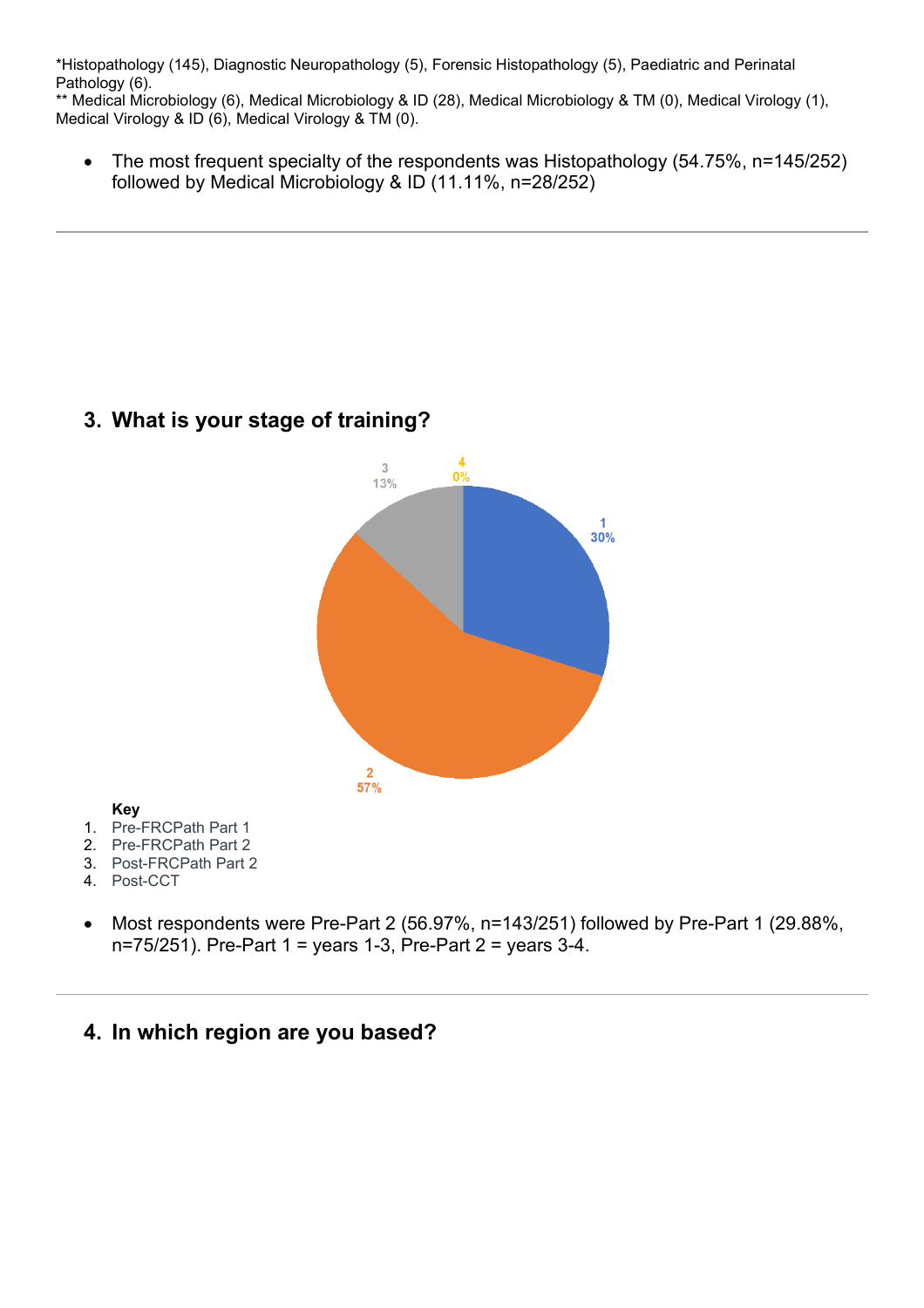*Histopathology (145), Diagnostic Neuropathology (5), Forensic Histopathology (5), Paediatric and Perinatal Pathology (6).
** Medical Microbiology (6), Medical Microbiology & ID (28), Medical Microbiology & TM (0), Medical Virology (1), Medical Virology & ID (6), Medical Virology & TM (0).

- The most frequent specialty of the respondents was Histopathology (54.75%, n=145/252) followed by Medical Microbiology & ID (11.11%, n=28/252)

---

## 3. What is your stage of training?

**Key**

1. Pre-FRCPath Part 1
2. Pre-FRCPath Part 2
3. Post-FRCPath Part 2
4. Post-CCT

- Most respondents were Pre-Part 2 (56.97%, n=143/251) followed by Pre-Part 1 (29.88%, n=75/251). Pre-Part 1 = years 1-3, Pre-Part 2 = years 3-4.

---

## 4. In which region are you based?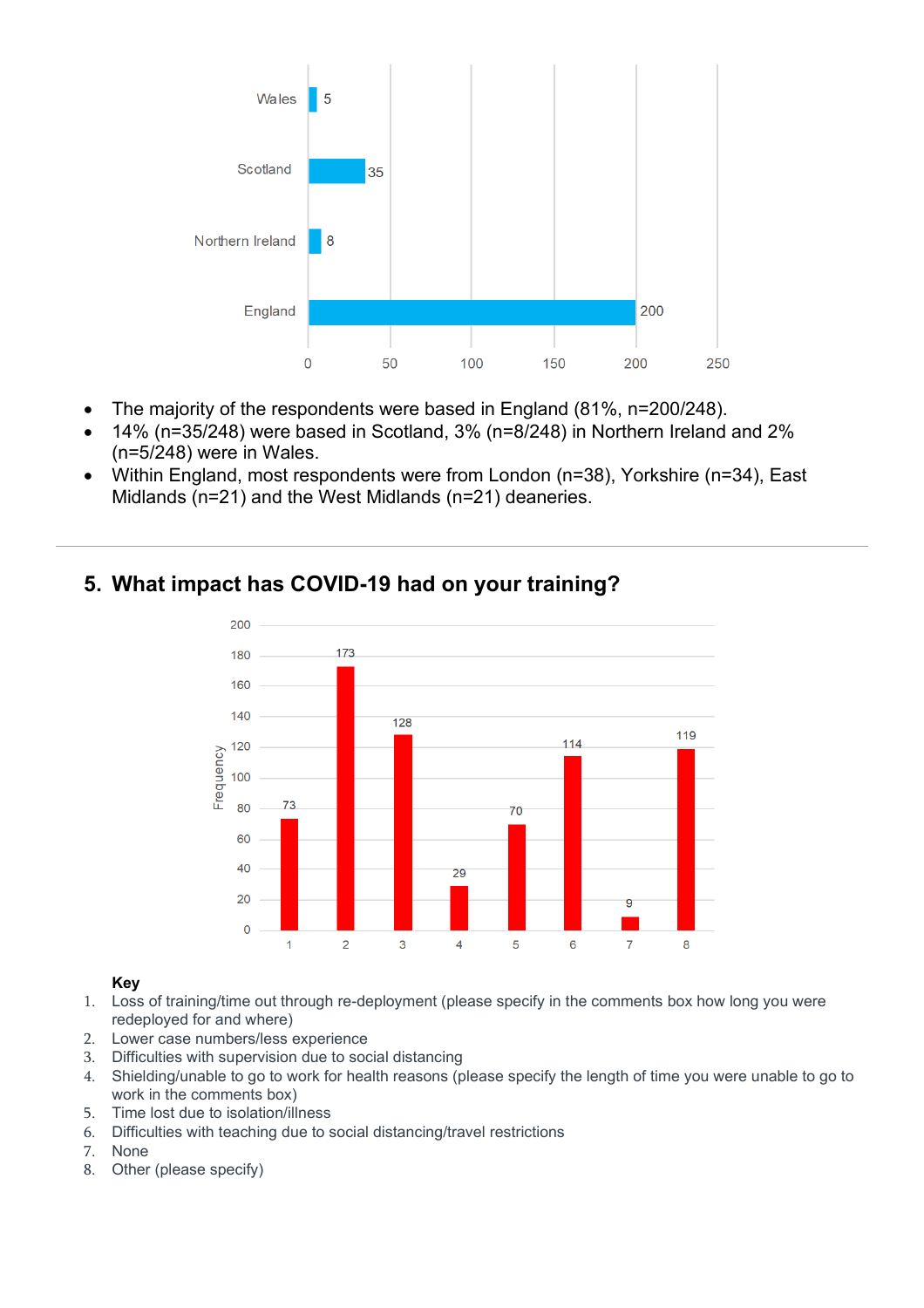- The majority of the respondents were based in England (81%, n=200/248).
- 14% (n=35/248) were based in Scotland, 3% (n=8/248) in Northern Ireland and 2% (n=5/248) were in Wales.
- Within England, most respondents were from London (n=38), Yorkshire (n=34), East Midlands (n=21) and the West Midlands (n=21) deaneries.

---

## 5. What impact has COVID-19 had on your training?

**Key**

1. Loss of training/time out through re-deployment (please specify in the comments box how long you were redeployed for and where)
2. Lower case numbers/less experience
3. Difficulties with supervision due to social distancing
4. Shielding/unable to go to work for health reasons (please specify the length of time you were unable to go to work in the comments box)
5. Time lost due to isolation/illness
6. Difficulties with teaching due to social distancing/travel restrictions
7. None
8. Other (please specify)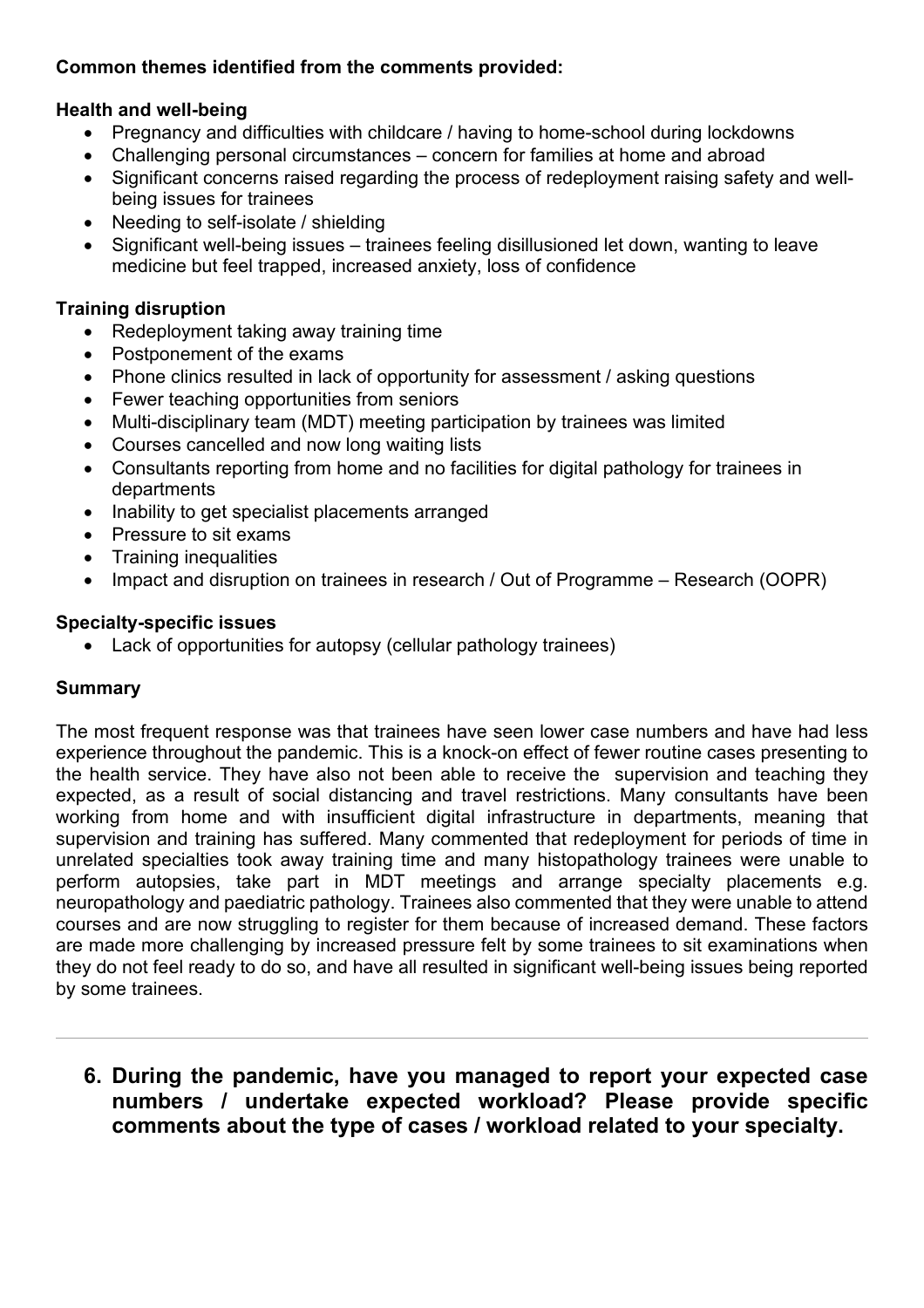**Common themes identified from the comments provided:**

**Health and well-being**

- Pregnancy and difficulties with childcare / having to home-school during lockdowns
- Challenging personal circumstances – concern for families at home and abroad
- Significant concerns raised regarding the process of redeployment raising safety and well-being issues for trainees
- Needing to self-isolate / shielding
- Significant well-being issues – trainees feeling disillusioned let down, wanting to leave medicine but feel trapped, increased anxiety, loss of confidence

**Training disruption**

- Redeployment taking away training time
- Postponement of the exams
- Phone clinics resulted in lack of opportunity for assessment / asking questions
- Fewer teaching opportunities from seniors
- Multi-disciplinary team (MDT) meeting participation by trainees was limited
- Courses cancelled and now long waiting lists
- Consultants reporting from home and no facilities for digital pathology for trainees in departments
- Inability to get specialist placements arranged
- Pressure to sit exams
- Training inequalities
- Impact and disruption on trainees in research / Out of Programme – Research (OOPR)

**Specialty-specific issues**

- Lack of opportunities for autopsy (cellular pathology trainees)

**Summary**

The most frequent response was that trainees have seen lower case numbers and have had less experience throughout the pandemic. This is a knock-on effect of fewer routine cases presenting to the health service. They have also not been able to receive the supervision and teaching they expected, as a result of social distancing and travel restrictions. Many consultants have been working from home and with insufficient digital infrastructure in departments, meaning that supervision and training has suffered. Many commented that redeployment for periods of time in unrelated specialties took away training time and many histopathology trainees were unable to perform autopsies, take part in MDT meetings and arrange specialty placements e.g. neuropathology and paediatric pathology. Trainees also commented that they were unable to attend courses and are now struggling to register for them because of increased demand. These factors are made more challenging by increased pressure felt by some trainees to sit examinations when they do not feel ready to do so, and have all resulted in significant well-being issues being reported by some trainees.

---

**6. During the pandemic, have you managed to report your expected case numbers / undertake expected workload? Please provide specific comments about the type of cases / workload related to your specialty.**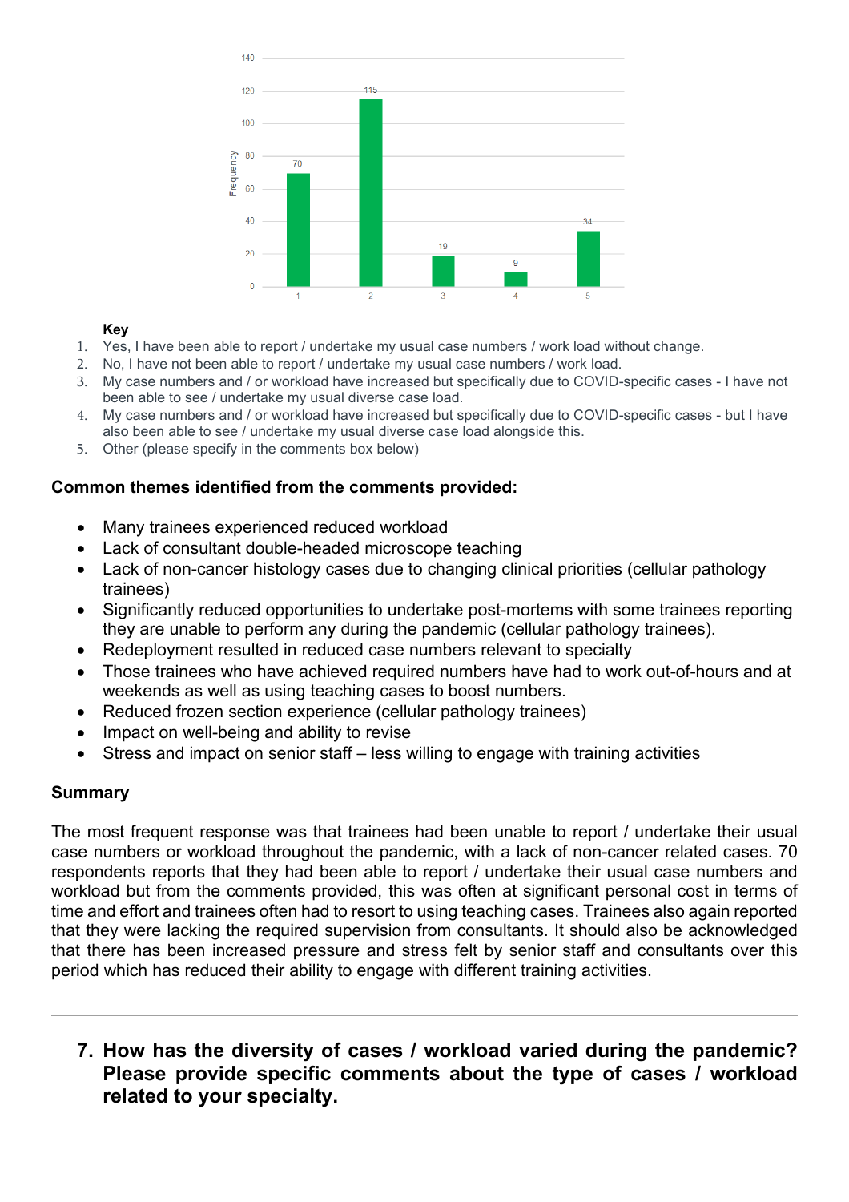| Response | Frequency |
|---|---|
| 1 | 70 |
| 2 | 115 |
| 3 | 19 |
| 4 | 9 |
| 5 | 34 |

**Key**

1. Yes, I have been able to report / undertake my usual case numbers / work load without change.
2. No, I have not been able to report / undertake my usual case numbers / work load.
3. My case numbers and / or workload have increased but specifically due to COVID-specific cases - I have not been able to see / undertake my usual diverse case load.
4. My case numbers and / or workload have increased but specifically due to COVID-specific cases - but I have also been able to see / undertake my usual diverse case load alongside this.
5. Other (please specify in the comments box below)

**Common themes identified from the comments provided:**

- Many trainees experienced reduced workload
- Lack of consultant double-headed microscope teaching
- Lack of non-cancer histology cases due to changing clinical priorities (cellular pathology trainees)
- Significantly reduced opportunities to undertake post-mortems with some trainees reporting they are unable to perform any during the pandemic (cellular pathology trainees).
- Redeployment resulted in reduced case numbers relevant to specialty
- Those trainees who have achieved required numbers have had to work out-of-hours and at weekends as well as using teaching cases to boost numbers.
- Reduced frozen section experience (cellular pathology trainees)
- Impact on well-being and ability to revise
- Stress and impact on senior staff – less willing to engage with training activities

**Summary**

The most frequent response was that trainees had been unable to report / undertake their usual case numbers or workload throughout the pandemic, with a lack of non-cancer related cases. 70 respondents reports that they had been able to report / undertake their usual case numbers and workload but from the comments provided, this was often at significant personal cost in terms of time and effort and trainees often had to resort to using teaching cases. Trainees also again reported that they were lacking the required supervision from consultants. It should also be acknowledged that there has been increased pressure and stress felt by senior staff and consultants over this period which has reduced their ability to engage with different training activities.

---

## 7. How has the diversity of cases / workload varied during the pandemic? Please provide specific comments about the type of cases / workload related to your specialty.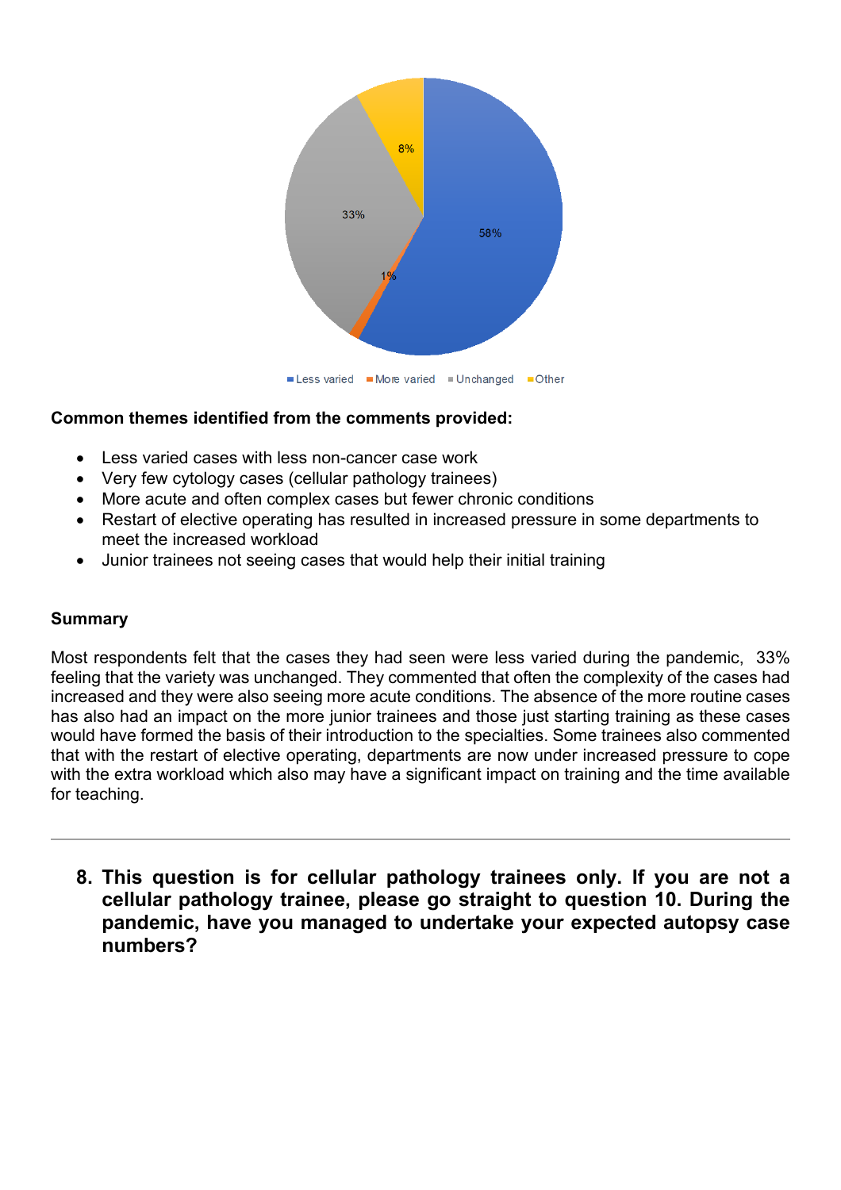**Common themes identified from the comments provided:**

- Less varied cases with less non-cancer case work
- Very few cytology cases (cellular pathology trainees)
- More acute and often complex cases but fewer chronic conditions
- Restart of elective operating has resulted in increased pressure in some departments to meet the increased workload
- Junior trainees not seeing cases that would help their initial training

**Summary**

Most respondents felt that the cases they had seen were less varied during the pandemic, 33% feeling that the variety was unchanged. They commented that often the complexity of the cases had increased and they were also seeing more acute conditions. The absence of the more routine cases has also had an impact on the more junior trainees and those just starting training as these cases would have formed the basis of their introduction to the specialties. Some trainees also commented that with the restart of elective operating, departments are now under increased pressure to cope with the extra workload which also may have a significant impact on training and the time available for teaching.

---

8. **This question is for cellular pathology trainees only. If you are not a cellular pathology trainee, please go straight to question 10. During the pandemic, have you managed to undertake your expected autopsy case numbers?**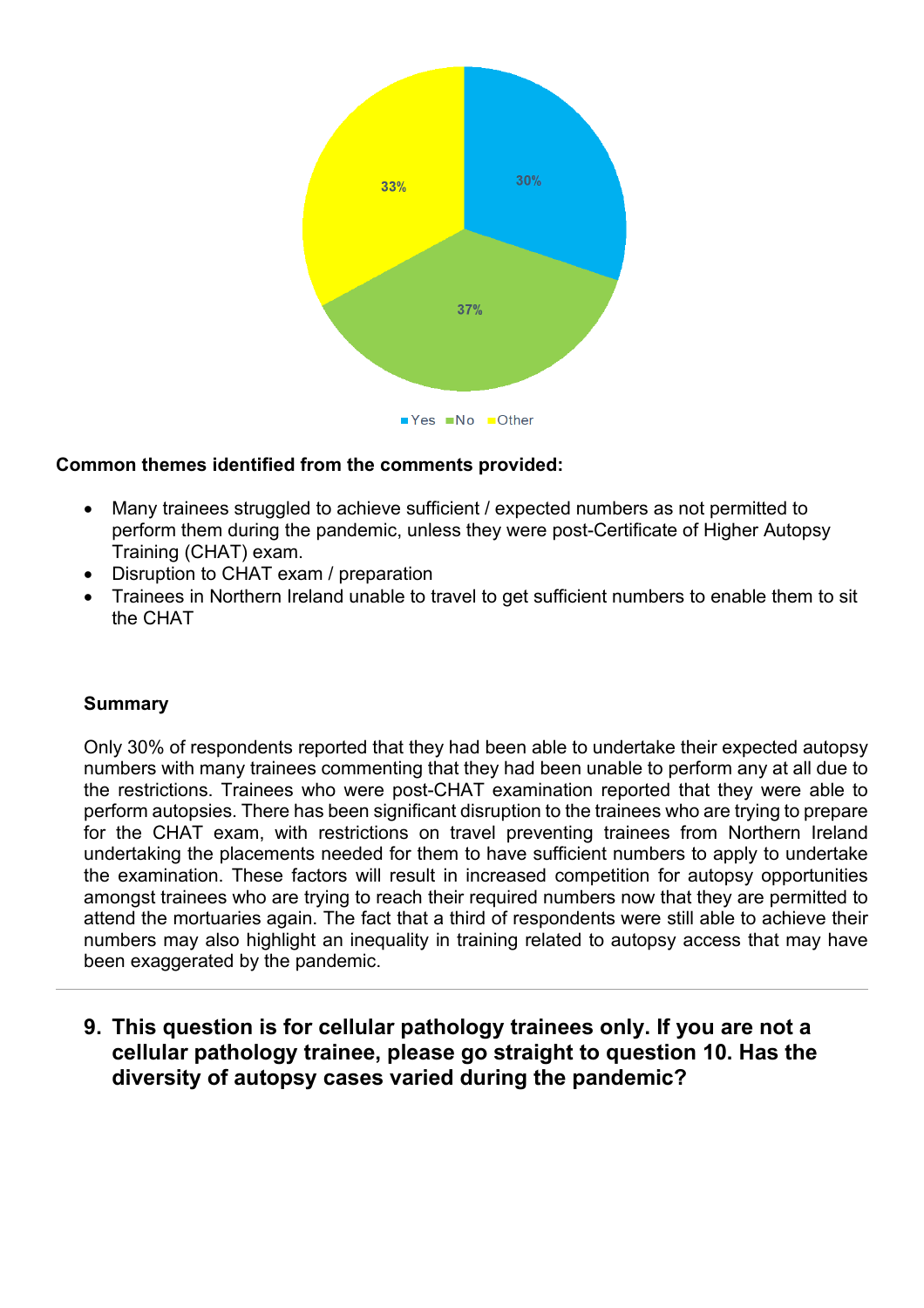Yes: 30% · No: 37% · Other: 33%

**Common themes identified from the comments provided:**

- Many trainees struggled to achieve sufficient / expected numbers as not permitted to perform them during the pandemic, unless they were post-Certificate of Higher Autopsy Training (CHAT) exam.
- Disruption to CHAT exam / preparation
- Trainees in Northern Ireland unable to travel to get sufficient numbers to enable them to sit the CHAT

**Summary**

Only 30% of respondents reported that they had been able to undertake their expected autopsy numbers with many trainees commenting that they had been unable to perform any at all due to the restrictions. Trainees who were post-CHAT examination reported that they were able to perform autopsies. There has been significant disruption to the trainees who are trying to prepare for the CHAT exam, with restrictions on travel preventing trainees from Northern Ireland undertaking the placements needed for them to have sufficient numbers to apply to undertake the examination. These factors will result in increased competition for autopsy opportunities amongst trainees who are trying to reach their required numbers now that they are permitted to attend the mortuaries again. The fact that a third of respondents were still able to achieve their numbers may also highlight an inequality in training related to autopsy access that may have been exaggerated by the pandemic.

---

## 9. This question is for cellular pathology trainees only. If you are not a cellular pathology trainee, please go straight to question 10. Has the diversity of autopsy cases varied during the pandemic?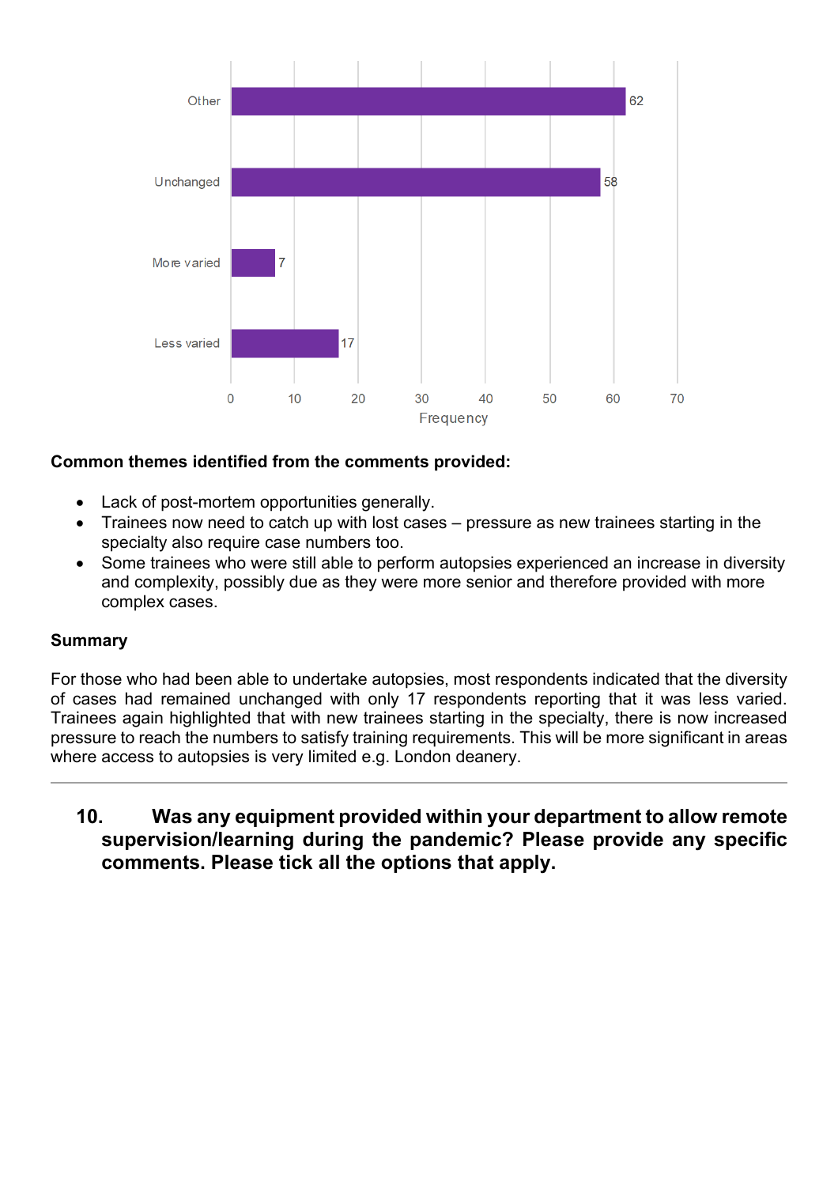| Category | Frequency |
| --- | --- |
| Other | 62 |
| Unchanged | 58 |
| More varied | 7 |
| Less varied | 17 |

**Common themes identified from the comments provided:**

- Lack of post-mortem opportunities generally.
- Trainees now need to catch up with lost cases – pressure as new trainees starting in the specialty also require case numbers too.
- Some trainees who were still able to perform autopsies experienced an increase in diversity and complexity, possibly due as they were more senior and therefore provided with more complex cases.

**Summary**

For those who had been able to undertake autopsies, most respondents indicated that the diversity of cases had remained unchanged with only 17 respondents reporting that it was less varied. Trainees again highlighted that with new trainees starting in the specialty, there is now increased pressure to reach the numbers to satisfy training requirements. This will be more significant in areas where access to autopsies is very limited e.g. London deanery.

---

**10. Was any equipment provided within your department to allow remote supervision/learning during the pandemic? Please provide any specific comments. Please tick all the options that apply.**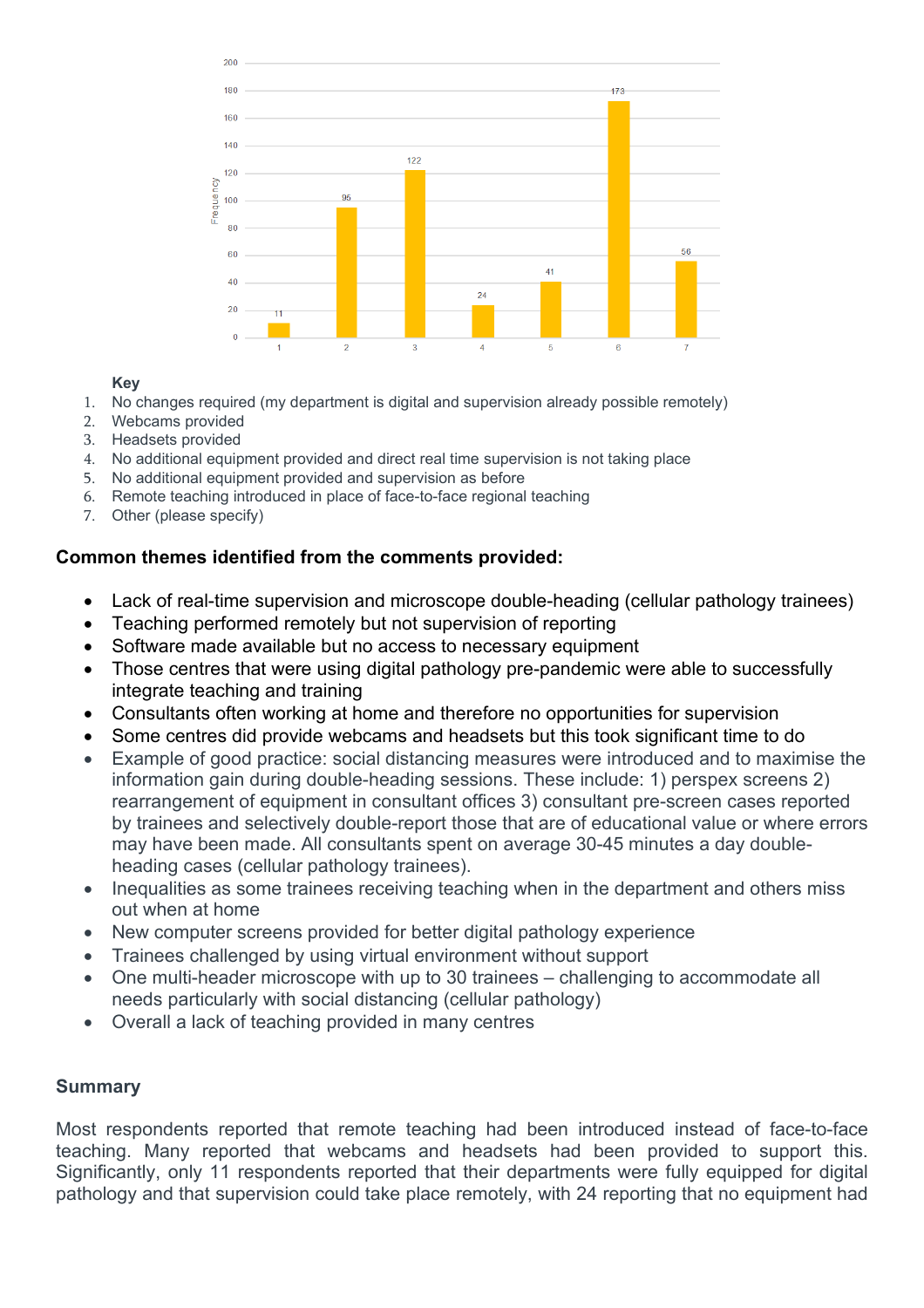**Key**

1. No changes required (my department is digital and supervision already possible remotely)
2. Webcams provided
3. Headsets provided
4. No additional equipment provided and direct real time supervision is not taking place
5. No additional equipment provided and supervision as before
6. Remote teaching introduced in place of face-to-face regional teaching
7. Other (please specify)

**Common themes identified from the comments provided:**

- Lack of real-time supervision and microscope double-heading (cellular pathology trainees)
- Teaching performed remotely but not supervision of reporting
- Software made available but no access to necessary equipment
- Those centres that were using digital pathology pre-pandemic were able to successfully integrate teaching and training
- Consultants often working at home and therefore no opportunities for supervision
- Some centres did provide webcams and headsets but this took significant time to do
- Example of good practice: social distancing measures were introduced and to maximise the information gain during double-heading sessions. These include: 1) perspex screens 2) rearrangement of equipment in consultant offices 3) consultant pre-screen cases reported by trainees and selectively double-report those that are of educational value or where errors may have been made. All consultants spent on average 30-45 minutes a day double-heading cases (cellular pathology trainees).
- Inequalities as some trainees receiving teaching when in the department and others miss out when at home
- New computer screens provided for better digital pathology experience
- Trainees challenged by using virtual environment without support
- One multi-header microscope with up to 30 trainees – challenging to accommodate all needs particularly with social distancing (cellular pathology)
- Overall a lack of teaching provided in many centres

**Summary**

Most respondents reported that remote teaching had been introduced instead of face-to-face teaching. Many reported that webcams and headsets had been provided to support this. Significantly, only 11 respondents reported that their departments were fully equipped for digital pathology and that supervision could take place remotely, with 24 reporting that no equipment had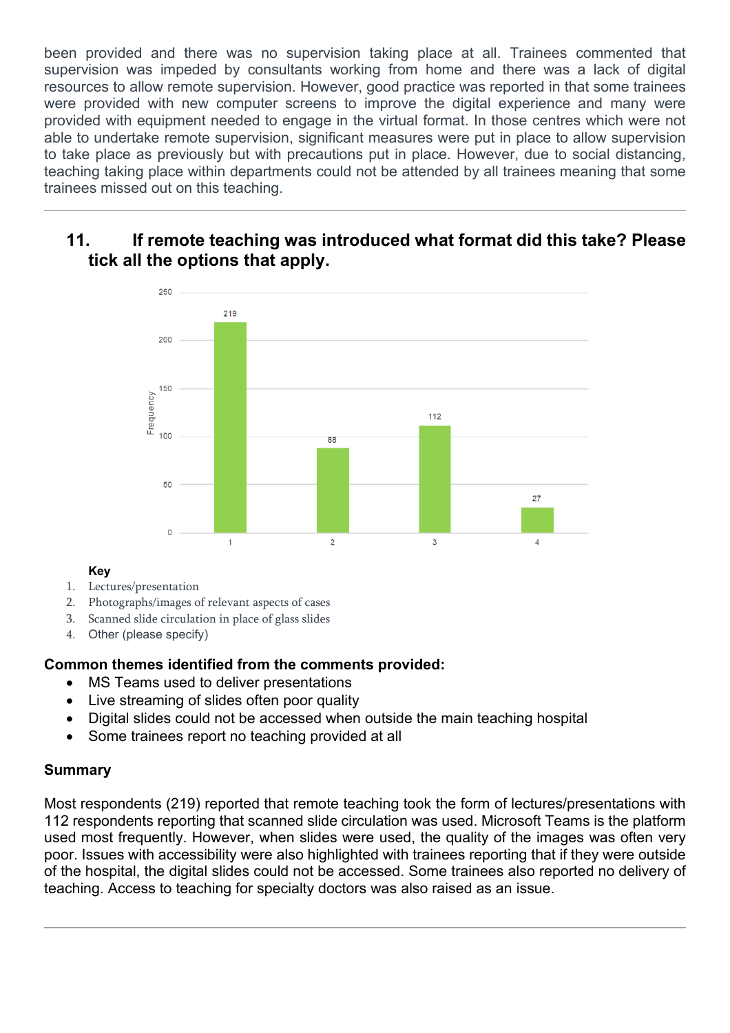been provided and there was no supervision taking place at all. Trainees commented that supervision was impeded by consultants working from home and there was a lack of digital resources to allow remote supervision. However, good practice was reported in that some trainees were provided with new computer screens to improve the digital experience and many were provided with equipment needed to engage in the virtual format. In those centres which were not able to undertake remote supervision, significant measures were put in place to allow supervision to take place as previously but with precautions put in place. However, due to social distancing, teaching taking place within departments could not be attended by all trainees meaning that some trainees missed out on this teaching.

---

## 11. If remote teaching was introduced what format did this take? Please tick all the options that apply.

| Option | Frequency |
|---|---|
| 1 | 219 |
| 2 | 88 |
| 3 | 112 |
| 4 | 27 |

**Key**

1. Lectures/presentation
2. Photographs/images of relevant aspects of cases
3. Scanned slide circulation in place of glass slides
4. Other (please specify)

**Common themes identified from the comments provided:**

- MS Teams used to deliver presentations
- Live streaming of slides often poor quality
- Digital slides could not be accessed when outside the main teaching hospital
- Some trainees report no teaching provided at all

**Summary**

Most respondents (219) reported that remote teaching took the form of lectures/presentations with 112 respondents reporting that scanned slide circulation was used. Microsoft Teams is the platform used most frequently. However, when slides were used, the quality of the images was often very poor. Issues with accessibility were also highlighted with trainees reporting that if they were outside of the hospital, the digital slides could not be accessed. Some trainees also reported no delivery of teaching. Access to teaching for specialty doctors was also raised as an issue.

---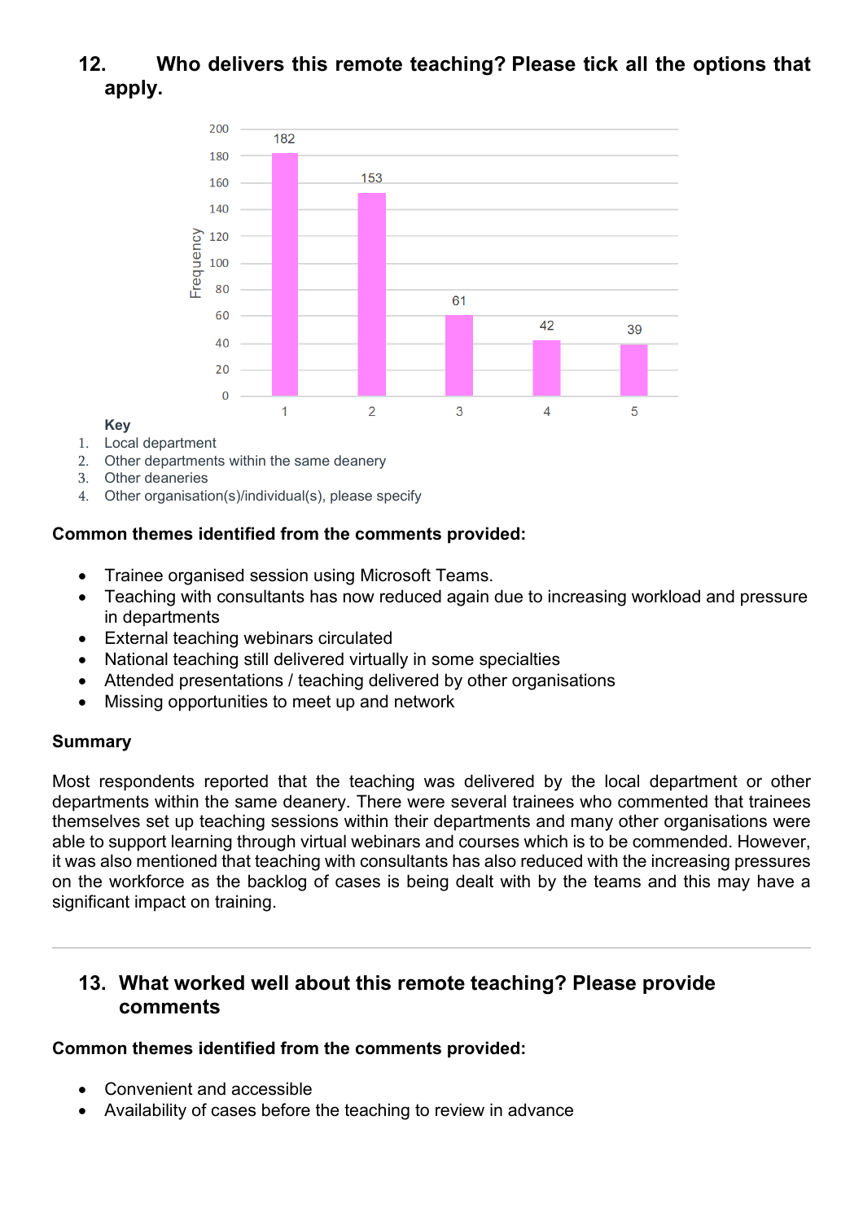## 12. Who delivers this remote teaching? Please tick all the options that apply.

| Option | Frequency |
|---|---|
| 1 | 182 |
| 2 | 153 |
| 3 | 61 |
| 4 | 42 |
| 5 | 39 |

**Key**

1. Local department
2. Other departments within the same deanery
3. Other deaneries
4. Other organisation(s)/individual(s), please specify

**Common themes identified from the comments provided:**

- Trainee organised session using Microsoft Teams.
- Teaching with consultants has now reduced again due to increasing workload and pressure in departments
- External teaching webinars circulated
- National teaching still delivered virtually in some specialties
- Attended presentations / teaching delivered by other organisations
- Missing opportunities to meet up and network

**Summary**

Most respondents reported that the teaching was delivered by the local department or other departments within the same deanery. There were several trainees who commented that trainees themselves set up teaching sessions within their departments and many other organisations were able to support learning through virtual webinars and courses which is to be commended. However, it was also mentioned that teaching with consultants has also reduced with the increasing pressures on the workforce as the backlog of cases is being dealt with by the teams and this may have a significant impact on training.

---

## 13. What worked well about this remote teaching? Please provide comments

**Common themes identified from the comments provided:**

- Convenient and accessible
- Availability of cases before the teaching to review in advance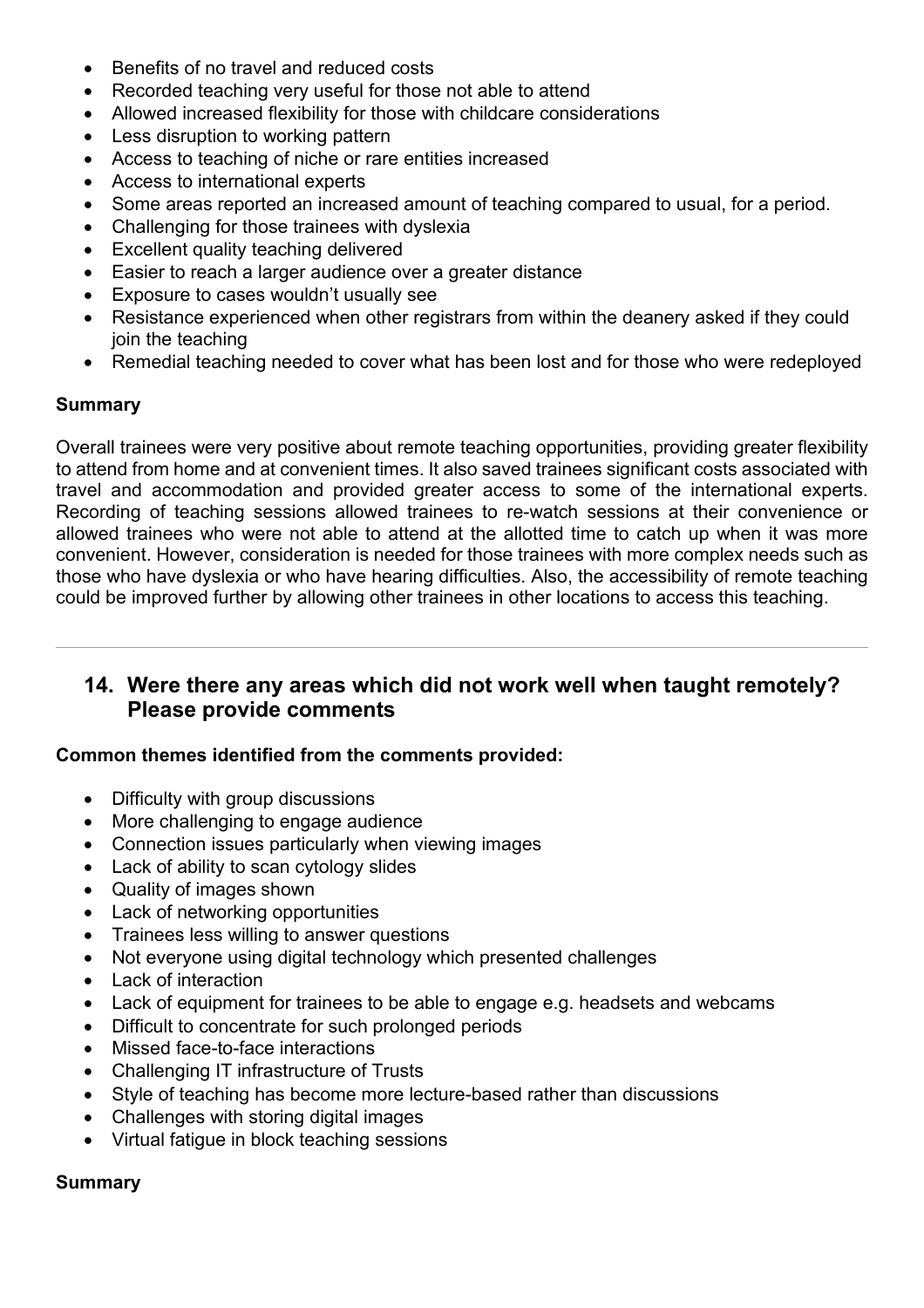- Benefits of no travel and reduced costs
- Recorded teaching very useful for those not able to attend
- Allowed increased flexibility for those with childcare considerations
- Less disruption to working pattern
- Access to teaching of niche or rare entities increased
- Access to international experts
- Some areas reported an increased amount of teaching compared to usual, for a period.
- Challenging for those trainees with dyslexia
- Excellent quality teaching delivered
- Easier to reach a larger audience over a greater distance
- Exposure to cases wouldn't usually see
- Resistance experienced when other registrars from within the deanery asked if they could join the teaching
- Remedial teaching needed to cover what has been lost and for those who were redeployed

**Summary**

Overall trainees were very positive about remote teaching opportunities, providing greater flexibility to attend from home and at convenient times. It also saved trainees significant costs associated with travel and accommodation and provided greater access to some of the international experts. Recording of teaching sessions allowed trainees to re-watch sessions at their convenience or allowed trainees who were not able to attend at the allotted time to catch up when it was more convenient. However, consideration is needed for those trainees with more complex needs such as those who have dyslexia or who have hearing difficulties. Also, the accessibility of remote teaching could be improved further by allowing other trainees in other locations to access this teaching.

---

## 14. Were there any areas which did not work well when taught remotely? Please provide comments

**Common themes identified from the comments provided:**

- Difficulty with group discussions
- More challenging to engage audience
- Connection issues particularly when viewing images
- Lack of ability to scan cytology slides
- Quality of images shown
- Lack of networking opportunities
- Trainees less willing to answer questions
- Not everyone using digital technology which presented challenges
- Lack of interaction
- Lack of equipment for trainees to be able to engage e.g. headsets and webcams
- Difficult to concentrate for such prolonged periods
- Missed face-to-face interactions
- Challenging IT infrastructure of Trusts
- Style of teaching has become more lecture-based rather than discussions
- Challenges with storing digital images
- Virtual fatigue in block teaching sessions

**Summary**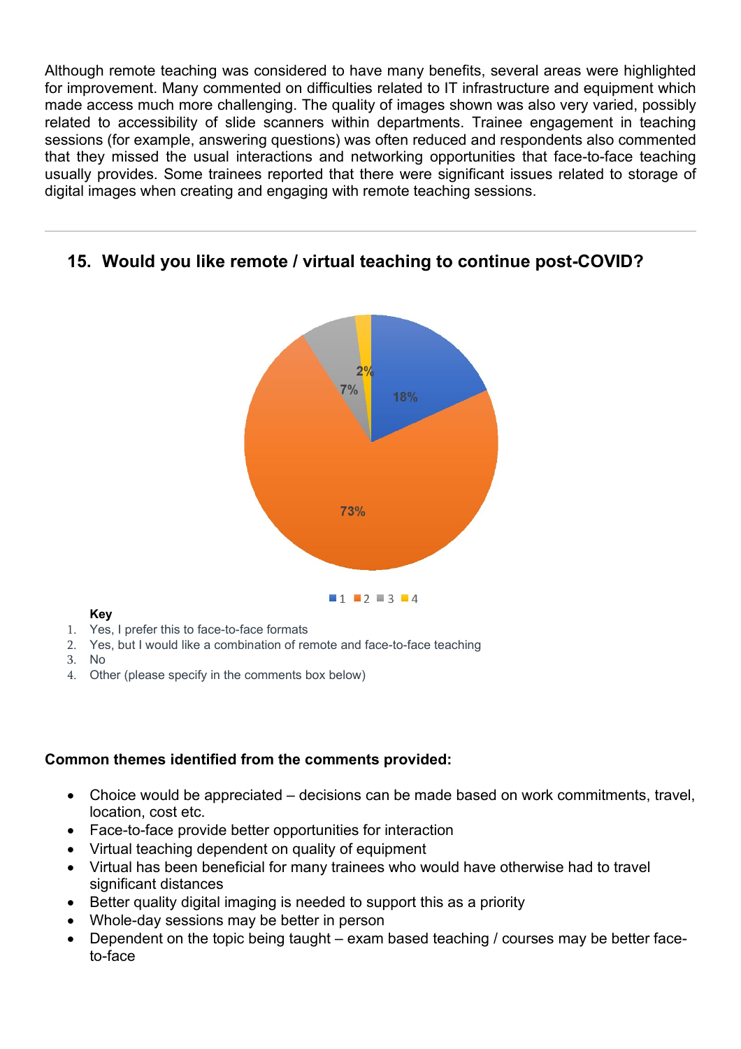Although remote teaching was considered to have many benefits, several areas were highlighted for improvement. Many commented on difficulties related to IT infrastructure and equipment which made access much more challenging. The quality of images shown was also very varied, possibly related to accessibility of slide scanners within departments. Trainee engagement in teaching sessions (for example, answering questions) was often reduced and respondents also commented that they missed the usual interactions and networking opportunities that face-to-face teaching usually provides. Some trainees reported that there were significant issues related to storage of digital images when creating and engaging with remote teaching sessions.

---

## 15. Would you like remote / virtual teaching to continue post-COVID?

| Response | Percentage |
|---|---|
| 1 | 18% |
| 2 | 73% |
| 3 | 7% |
| 4 | 2% |

**Key**

1. Yes, I prefer this to face-to-face formats
2. Yes, but I would like a combination of remote and face-to-face teaching
3. No
4. Other (please specify in the comments box below)

**Common themes identified from the comments provided:**

- Choice would be appreciated – decisions can be made based on work commitments, travel, location, cost etc.
- Face-to-face provide better opportunities for interaction
- Virtual teaching dependent on quality of equipment
- Virtual has been beneficial for many trainees who would have otherwise had to travel significant distances
- Better quality digital imaging is needed to support this as a priority
- Whole-day sessions may be better in person
- Dependent on the topic being taught – exam based teaching / courses may be better face-to-face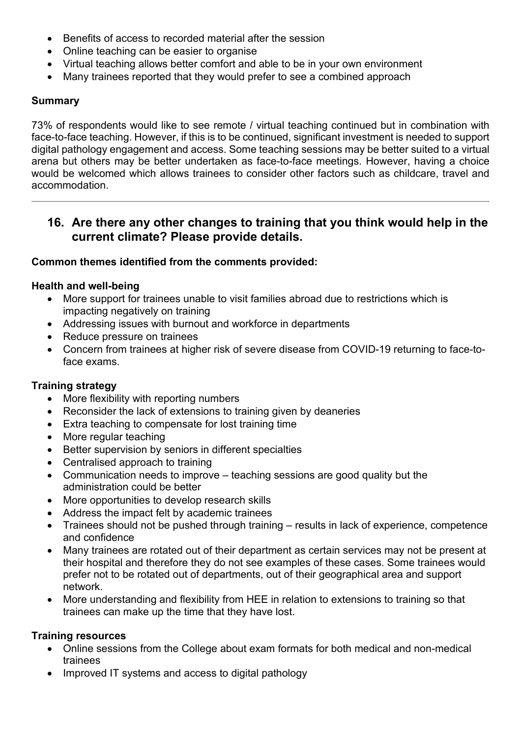- Benefits of access to recorded material after the session
- Online teaching can be easier to organise
- Virtual teaching allows better comfort and able to be in your own environment
- Many trainees reported that they would prefer to see a combined approach

**Summary**

73% of respondents would like to see remote / virtual teaching continued but in combination with face-to-face teaching. However, if this is to be continued, significant investment is needed to support digital pathology engagement and access. Some teaching sessions may be better suited to a virtual arena but others may be better undertaken as face-to-face meetings. However, having a choice would be welcomed which allows trainees to consider other factors such as childcare, travel and accommodation.

---

## 16. Are there any other changes to training that you think would help in the current climate? Please provide details.

**Common themes identified from the comments provided:**

**Health and well-being**

- More support for trainees unable to visit families abroad due to restrictions which is impacting negatively on training
- Addressing issues with burnout and workforce in departments
- Reduce pressure on trainees
- Concern from trainees at higher risk of severe disease from COVID-19 returning to face-to-face exams.

**Training strategy**

- More flexibility with reporting numbers
- Reconsider the lack of extensions to training given by deaneries
- Extra teaching to compensate for lost training time
- More regular teaching
- Better supervision by seniors in different specialties
- Centralised approach to training
- Communication needs to improve – teaching sessions are good quality but the administration could be better
- More opportunities to develop research skills
- Address the impact felt by academic trainees
- Trainees should not be pushed through training – results in lack of experience, competence and confidence
- Many trainees are rotated out of their department as certain services may not be present at their hospital and therefore they do not see examples of these cases. Some trainees would prefer not to be rotated out of departments, out of their geographical area and support network.
- More understanding and flexibility from HEE in relation to extensions to training so that trainees can make up the time that they have lost.

**Training resources**

- Online sessions from the College about exam formats for both medical and non-medical trainees
- Improved IT systems and access to digital pathology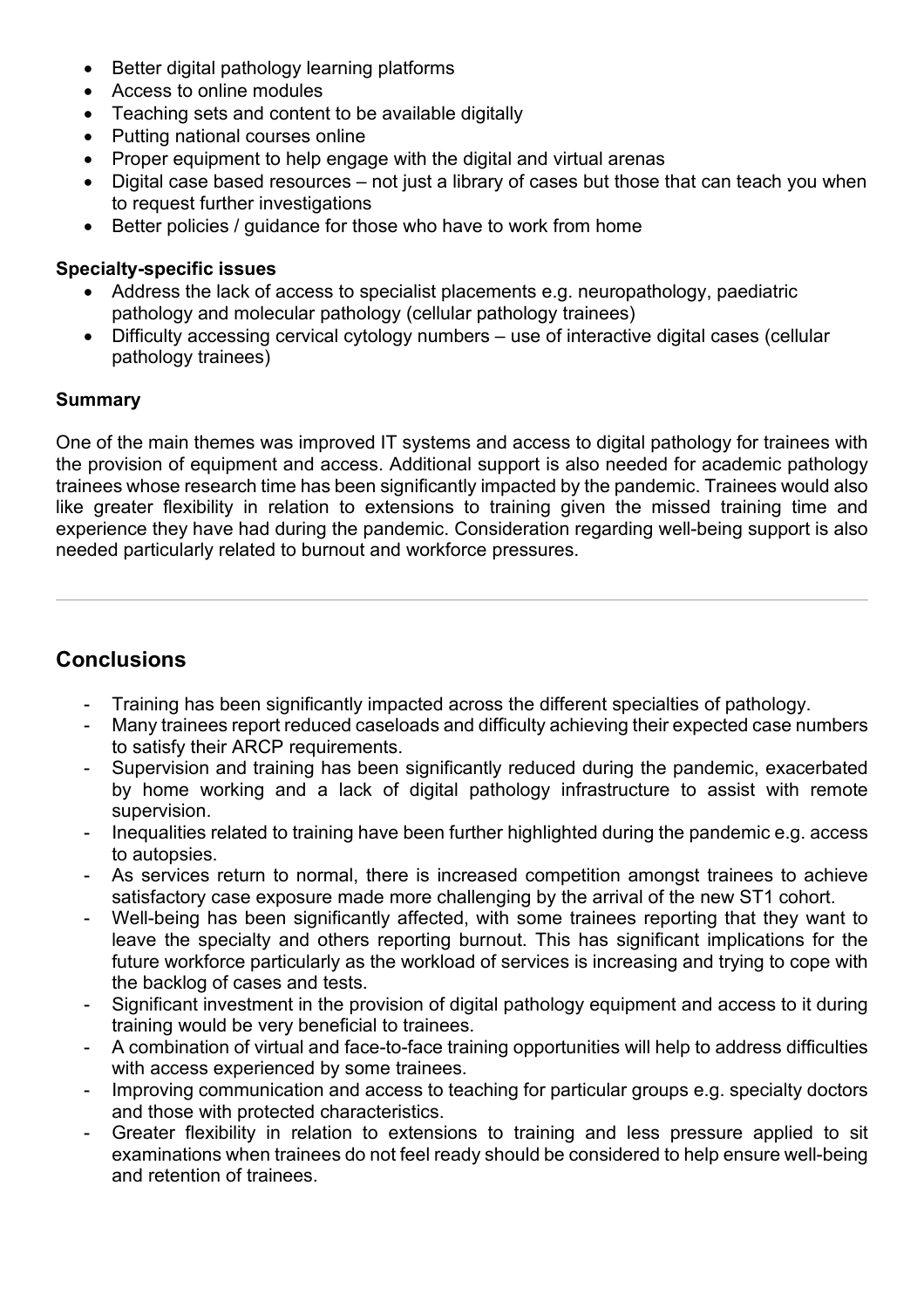- Better digital pathology learning platforms
- Access to online modules
- Teaching sets and content to be available digitally
- Putting national courses online
- Proper equipment to help engage with the digital and virtual arenas
- Digital case based resources – not just a library of cases but those that can teach you when to request further investigations
- Better policies / guidance for those who have to work from home

**Specialty-specific issues**

- Address the lack of access to specialist placements e.g. neuropathology, paediatric pathology and molecular pathology (cellular pathology trainees)
- Difficulty accessing cervical cytology numbers – use of interactive digital cases (cellular pathology trainees)

**Summary**

One of the main themes was improved IT systems and access to digital pathology for trainees with the provision of equipment and access. Additional support is also needed for academic pathology trainees whose research time has been significantly impacted by the pandemic. Trainees would also like greater flexibility in relation to extensions to training given the missed training time and experience they have had during the pandemic. Consideration regarding well-being support is also needed particularly related to burnout and workforce pressures.

---

## Conclusions

- Training has been significantly impacted across the different specialties of pathology.
- Many trainees report reduced caseloads and difficulty achieving their expected case numbers to satisfy their ARCP requirements.
- Supervision and training has been significantly reduced during the pandemic, exacerbated by home working and a lack of digital pathology infrastructure to assist with remote supervision.
- Inequalities related to training have been further highlighted during the pandemic e.g. access to autopsies.
- As services return to normal, there is increased competition amongst trainees to achieve satisfactory case exposure made more challenging by the arrival of the new ST1 cohort.
- Well-being has been significantly affected, with some trainees reporting that they want to leave the specialty and others reporting burnout. This has significant implications for the future workforce particularly as the workload of services is increasing and trying to cope with the backlog of cases and tests.
- Significant investment in the provision of digital pathology equipment and access to it during training would be very beneficial to trainees.
- A combination of virtual and face-to-face training opportunities will help to address difficulties with access experienced by some trainees.
- Improving communication and access to teaching for particular groups e.g. specialty doctors and those with protected characteristics.
- Greater flexibility in relation to extensions to training and less pressure applied to sit examinations when trainees do not feel ready should be considered to help ensure well-being and retention of trainees.